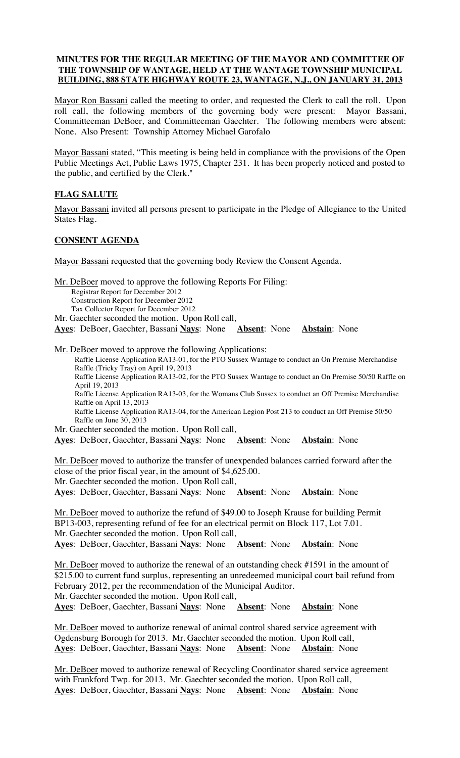**MINUTES FOR THE REGULAR MEETING OF THE MAYOR AND COMMITTEE OF THE TOWNSHIP OF WANTAGE, HELD AT THE WANTAGE TOWNSHIP MUNICIPAL BUILDING, 888 STATE HIGHWAY ROUTE 23, WANTAGE, N.J., ON JANUARY 31, 2013**

Mayor Ron Bassani called the meeting to order, and requested the Clerk to call the roll. Upon roll call, the following members of the governing body were present: Mayor Bassani, Committeeman DeBoer, and Committeeman Gaechter. The following members were absent: None. Also Present: Township Attorney Michael Garofalo

Mayor Bassani stated, "This meeting is being held in compliance with the provisions of the Open Public Meetings Act, Public Laws 1975, Chapter 231. It has been properly noticed and posted to the public, and certified by the Clerk."

**FLAG SALUTE**

Mayor Bassani invited all persons present to participate in the Pledge of Allegiance to the United States Flag.

**CONSENT AGENDA**

Mayor Bassani requested that the governing body Review the Consent Agenda.

Mr. DeBoer moved to approve the following Reports For Filing:
Registrar Report for December 2012
Construction Report for December 2012
Tax Collector Report for December 2012
Mr. Gaechter seconded the motion. Upon Roll call,
**Ayes**: DeBoer, Gaechter, Bassani **Nays**: None **Absent**: None **Abstain**: None

Mr. DeBoer moved to approve the following Applications:
Raffle License Application RA13-01, for the PTO Sussex Wantage to conduct an On Premise Merchandise Raffle (Tricky Tray) on April 19, 2013
Raffle License Application RA13-02, for the PTO Sussex Wantage to conduct an On Premise 50/50 Raffle on April 19, 2013
Raffle License Application RA13-03, for the Womans Club Sussex to conduct an Off Premise Merchandise Raffle on April 13, 2013
Raffle License Application RA13-04, for the American Legion Post 213 to conduct an Off Premise 50/50 Raffle on June 30, 2013
Mr. Gaechter seconded the motion. Upon Roll call,
**Ayes**: DeBoer, Gaechter, Bassani **Nays**: None **Absent**: None **Abstain**: None

Mr. DeBoer moved to authorize the transfer of unexpended balances carried forward after the close of the prior fiscal year, in the amount of $4,625.00.
Mr. Gaechter seconded the motion. Upon Roll call,
**Ayes**: DeBoer, Gaechter, Bassani **Nays**: None **Absent**: None **Abstain**: None

Mr. DeBoer moved to authorize the refund of $49.00 to Joseph Krause for building Permit BP13-003, representing refund of fee for an electrical permit on Block 117, Lot 7.01.
Mr. Gaechter seconded the motion. Upon Roll call,
**Ayes**: DeBoer, Gaechter, Bassani **Nays**: None **Absent**: None **Abstain**: None

Mr. DeBoer moved to authorize the renewal of an outstanding check #1591 in the amount of $215.00 to current fund surplus, representing an unredeemed municipal court bail refund from February 2012, per the recommendation of the Municipal Auditor.
Mr. Gaechter seconded the motion. Upon Roll call,
**Ayes**: DeBoer, Gaechter, Bassani **Nays**: None **Absent**: None **Abstain**: None

Mr. DeBoer moved to authorize renewal of animal control shared service agreement with Ogdensburg Borough for 2013. Mr. Gaechter seconded the motion. Upon Roll call,
**Ayes**: DeBoer, Gaechter, Bassani **Nays**: None **Absent**: None **Abstain**: None

Mr. DeBoer moved to authorize renewal of Recycling Coordinator shared service agreement with Frankford Twp. for 2013. Mr. Gaechter seconded the motion. Upon Roll call,
**Ayes**: DeBoer, Gaechter, Bassani **Nays**: None **Absent**: None **Abstain**: None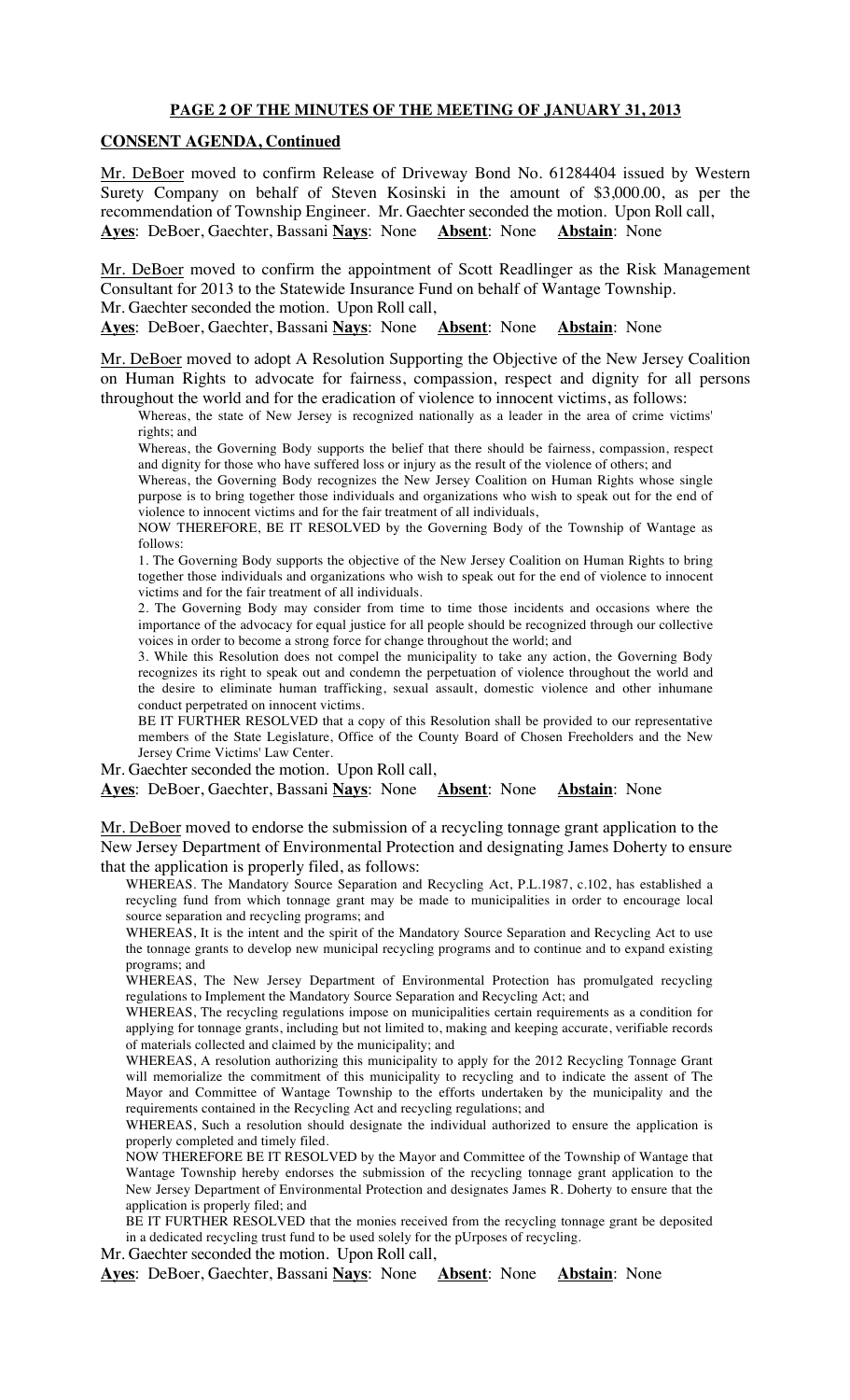**PAGE 2 OF THE MINUTES OF THE MEETING OF JANUARY 31, 2013**

**CONSENT AGENDA, Continued**

Mr. DeBoer moved to confirm Release of Driveway Bond No. 61284404 issued by Western Surety Company on behalf of Steven Kosinski in the amount of $3,000.00, as per the recommendation of Township Engineer. Mr. Gaechter seconded the motion. Upon Roll call,
**Ayes**: DeBoer, Gaechter, Bassani **Nays**: None **Absent**: None **Abstain**: None

Mr. DeBoer moved to confirm the appointment of Scott Readlinger as the Risk Management Consultant for 2013 to the Statewide Insurance Fund on behalf of Wantage Township.
Mr. Gaechter seconded the motion. Upon Roll call,
**Ayes**: DeBoer, Gaechter, Bassani **Nays**: None **Absent**: None **Abstain**: None

Mr. DeBoer moved to adopt A Resolution Supporting the Objective of the New Jersey Coalition on Human Rights to advocate for fairness, compassion, respect and dignity for all persons throughout the world and for the eradication of violence to innocent victims, as follows:

Whereas, the state of New Jersey is recognized nationally as a leader in the area of crime victims' rights; and

Whereas, the Governing Body supports the belief that there should be fairness, compassion, respect and dignity for those who have suffered loss or injury as the result of the violence of others; and

Whereas, the Governing Body recognizes the New Jersey Coalition on Human Rights whose single purpose is to bring together those individuals and organizations who wish to speak out for the end of violence to innocent victims and for the fair treatment of all individuals,

NOW THEREFORE, BE IT RESOLVED by the Governing Body of the Township of Wantage as follows:

1. The Governing Body supports the objective of the New Jersey Coalition on Human Rights to bring together those individuals and organizations who wish to speak out for the end of violence to innocent victims and for the fair treatment of all individuals.

2. The Governing Body may consider from time to time those incidents and occasions where the importance of the advocacy for equal justice for all people should be recognized through our collective voices in order to become a strong force for change throughout the world; and

3. While this Resolution does not compel the municipality to take any action, the Governing Body recognizes its right to speak out and condemn the perpetuation of violence throughout the world and the desire to eliminate human trafficking, sexual assault, domestic violence and other inhumane conduct perpetrated on innocent victims.

BE IT FURTHER RESOLVED that a copy of this Resolution shall be provided to our representative members of the State Legislature, Office of the County Board of Chosen Freeholders and the New Jersey Crime Victims' Law Center.

Mr. Gaechter seconded the motion. Upon Roll call,
**Ayes**: DeBoer, Gaechter, Bassani **Nays**: None **Absent**: None **Abstain**: None

Mr. DeBoer moved to endorse the submission of a recycling tonnage grant application to the New Jersey Department of Environmental Protection and designating James Doherty to ensure that the application is properly filed, as follows:

WHEREAS. The Mandatory Source Separation and Recycling Act, P.L.1987, c.102, has established a recycling fund from which tonnage grant may be made to municipalities in order to encourage local source separation and recycling programs; and

WHEREAS, It is the intent and the spirit of the Mandatory Source Separation and Recycling Act to use the tonnage grants to develop new municipal recycling programs and to continue and to expand existing programs; and

WHEREAS, The New Jersey Department of Environmental Protection has promulgated recycling regulations to Implement the Mandatory Source Separation and Recycling Act; and

WHEREAS, The recycling regulations impose on municipalities certain requirements as a condition for applying for tonnage grants, including but not limited to, making and keeping accurate, verifiable records of materials collected and claimed by the municipality; and

WHEREAS, A resolution authorizing this municipality to apply for the 2012 Recycling Tonnage Grant will memorialize the commitment of this municipality to recycling and to indicate the assent of The Mayor and Committee of Wantage Township to the efforts undertaken by the municipality and the requirements contained in the Recycling Act and recycling regulations; and

WHEREAS, Such a resolution should designate the individual authorized to ensure the application is properly completed and timely filed.

NOW THEREFORE BE IT RESOLVED by the Mayor and Committee of the Township of Wantage that Wantage Township hereby endorses the submission of the recycling tonnage grant application to the New Jersey Department of Environmental Protection and designates James R. Doherty to ensure that the application is properly filed; and

BE IT FURTHER RESOLVED that the monies received from the recycling tonnage grant be deposited in a dedicated recycling trust fund to be used solely for the pUrposes of recycling.

Mr. Gaechter seconded the motion. Upon Roll call,
**Ayes**: DeBoer, Gaechter, Bassani **Nays**: None **Absent**: None **Abstain**: None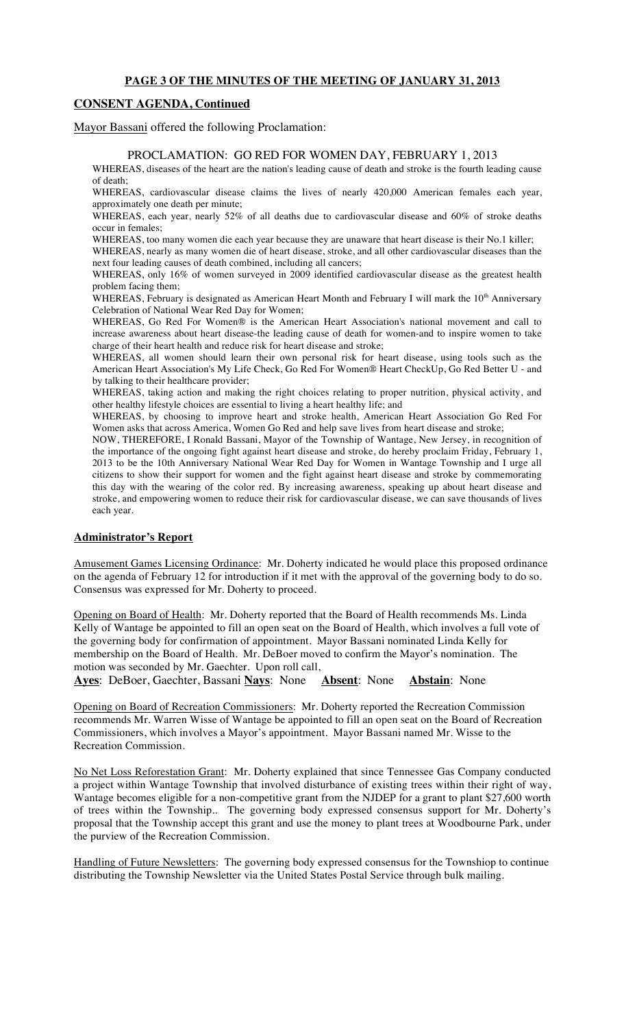**PAGE 3 OF THE MINUTES OF THE MEETING OF JANUARY 31, 2013**

## CONSENT AGENDA, Continued

Mayor Bassani offered the following Proclamation:

### PROCLAMATION: GO RED FOR WOMEN DAY, FEBRUARY 1, 2013

WHEREAS, diseases of the heart are the nation's leading cause of death and stroke is the fourth leading cause of death;

WHEREAS, cardiovascular disease claims the lives of nearly 420,000 American females each year, approximately one death per minute;

WHEREAS, each year, nearly 52% of all deaths due to cardiovascular disease and 60% of stroke deaths occur in females;

WHEREAS, too many women die each year because they are unaware that heart disease is their No.1 killer;

WHEREAS, nearly as many women die of heart disease, stroke, and all other cardiovascular diseases than the next four leading causes of death combined, including all cancers;

WHEREAS, only 16% of women surveyed in 2009 identified cardiovascular disease as the greatest health problem facing them;

WHEREAS, February is designated as American Heart Month and February I will mark the 10th Anniversary Celebration of National Wear Red Day for Women;

WHEREAS, Go Red For Women® is the American Heart Association's national movement and call to increase awareness about heart disease-the leading cause of death for women-and to inspire women to take charge of their heart health and reduce risk for heart disease and stroke;

WHEREAS, all women should learn their own personal risk for heart disease, using tools such as the American Heart Association's My Life Check, Go Red For Women® Heart CheckUp, Go Red Better U - and by talking to their healthcare provider;

WHEREAS, taking action and making the right choices relating to proper nutrition, physical activity, and other healthy lifestyle choices are essential to living a heart healthy life; and

WHEREAS, by choosing to improve heart and stroke health, American Heart Association Go Red For Women asks that across America, Women Go Red and help save lives from heart disease and stroke;

NOW, THEREFORE, I Ronald Bassani, Mayor of the Township of Wantage, New Jersey, in recognition of the importance of the ongoing fight against heart disease and stroke, do hereby proclaim Friday, February 1, 2013 to be the 10th Anniversary National Wear Red Day for Women in Wantage Township and I urge all citizens to show their support for women and the fight against heart disease and stroke by commemorating this day with the wearing of the color red. By increasing awareness, speaking up about heart disease and stroke, and empowering women to reduce their risk for cardiovascular disease, we can save thousands of lives each year.

## Administrator's Report

Amusement Games Licensing Ordinance: Mr. Doherty indicated he would place this proposed ordinance on the agenda of February 12 for introduction if it met with the approval of the governing body to do so. Consensus was expressed for Mr. Doherty to proceed.

Opening on Board of Health: Mr. Doherty reported that the Board of Health recommends Ms. Linda Kelly of Wantage be appointed to fill an open seat on the Board of Health, which involves a full vote of the governing body for confirmation of appointment. Mayor Bassani nominated Linda Kelly for membership on the Board of Health. Mr. DeBoer moved to confirm the Mayor's nomination. The motion was seconded by Mr. Gaechter. Upon roll call,

**Ayes**: DeBoer, Gaechter, Bassani **Nays**: None **Absent**: None **Abstain**: None

Opening on Board of Recreation Commissioners: Mr. Doherty reported the Recreation Commission recommends Mr. Warren Wisse of Wantage be appointed to fill an open seat on the Board of Recreation Commissioners, which involves a Mayor's appointment. Mayor Bassani named Mr. Wisse to the Recreation Commission.

No Net Loss Reforestation Grant: Mr. Doherty explained that since Tennessee Gas Company conducted a project within Wantage Township that involved disturbance of existing trees within their right of way, Wantage becomes eligible for a non-competitive grant from the NJDEP for a grant to plant $27,600 worth of trees within the Township.. The governing body expressed consensus support for Mr. Doherty's proposal that the Township accept this grant and use the money to plant trees at Woodbourne Park, under the purview of the Recreation Commission.

Handling of Future Newsletters: The governing body expressed consensus for the Townshiop to continue distributing the Township Newsletter via the United States Postal Service through bulk mailing.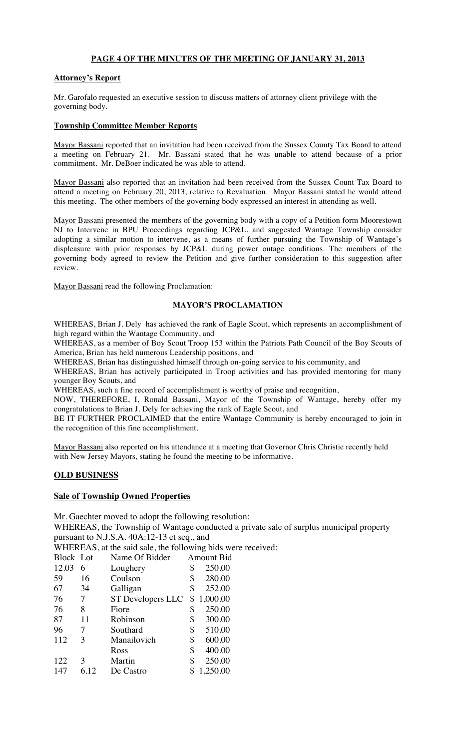**PAGE 4 OF THE MINUTES OF THE MEETING OF JANUARY 31, 2013**

**Attorney's Report**

Mr. Garofalo requested an executive session to discuss matters of attorney client privilege with the governing body.

**Township Committee Member Reports**

Mayor Bassani reported that an invitation had been received from the Sussex County Tax Board to attend a meeting on February 21. Mr. Bassani stated that he was unable to attend because of a prior commitment. Mr. DeBoer indicated he was able to attend.

Mayor Bassani also reported that an invitation had been received from the Sussex Count Tax Board to attend a meeting on February 20, 2013, relative to Revaluation. Mayor Bassani stated he would attend this meeting. The other members of the governing body expressed an interest in attending as well.

Mayor Bassani presented the members of the governing body with a copy of a Petition form Moorestown NJ to Intervene in BPU Proceedings regarding JCP&L, and suggested Wantage Township consider adopting a similar motion to intervene, as a means of further pursuing the Township of Wantage's displeasure with prior responses by JCP&L during power outage conditions. The members of the governing body agreed to review the Petition and give further consideration to this suggestion after review.

Mayor Bassani read the following Proclamation:

**MAYOR'S PROCLAMATION**

WHEREAS, Brian J. Dely has achieved the rank of Eagle Scout, which represents an accomplishment of high regard within the Wantage Community, and
WHEREAS, as a member of Boy Scout Troop 153 within the Patriots Path Council of the Boy Scouts of America, Brian has held numerous Leadership positions, and
WHEREAS, Brian has distinguished himself through on-going service to his community, and
WHEREAS, Brian has actively participated in Troop activities and has provided mentoring for many younger Boy Scouts, and
WHEREAS, such a fine record of accomplishment is worthy of praise and recognition,
NOW, THEREFORE, I, Ronald Bassani, Mayor of the Township of Wantage, hereby offer my congratulations to Brian J. Dely for achieving the rank of Eagle Scout, and
BE IT FURTHER PROCLAIMED that the entire Wantage Community is hereby encouraged to join in the recognition of this fine accomplishment.

Mayor Bassani also reported on his attendance at a meeting that Governor Chris Christie recently held with New Jersey Mayors, stating he found the meeting to be informative.

**OLD BUSINESS**

**Sale of Township Owned Properties**

Mr. Gaechter moved to adopt the following resolution:
WHEREAS, the Township of Wantage conducted a private sale of surplus municipal property pursuant to N.J.S.A. 40A:12-13 et seq., and
WHEREAS, at the said sale, the following bids were received:

| Block | Lot | Name Of Bidder | Amount Bid |
|---|---|---|---|
| 12.03 | 6 | Loughery | $ 250.00 |
| 59 | 16 | Coulson | $ 280.00 |
| 67 | 34 | Galligan | $ 252.00 |
| 76 | 7 | ST Developers LLC | $ 1,000.00 |
| 76 | 8 | Fiore | $ 250.00 |
| 87 | 11 | Robinson | $ 300.00 |
| 96 | 7 | Southard | $ 510.00 |
| 112 | 3 | Manailovich | $ 600.00 |
| | | Ross | $ 400.00 |
| 122 | 3 | Martin | $ 250.00 |
| 147 | 6.12 | De Castro | $ 1,250.00 |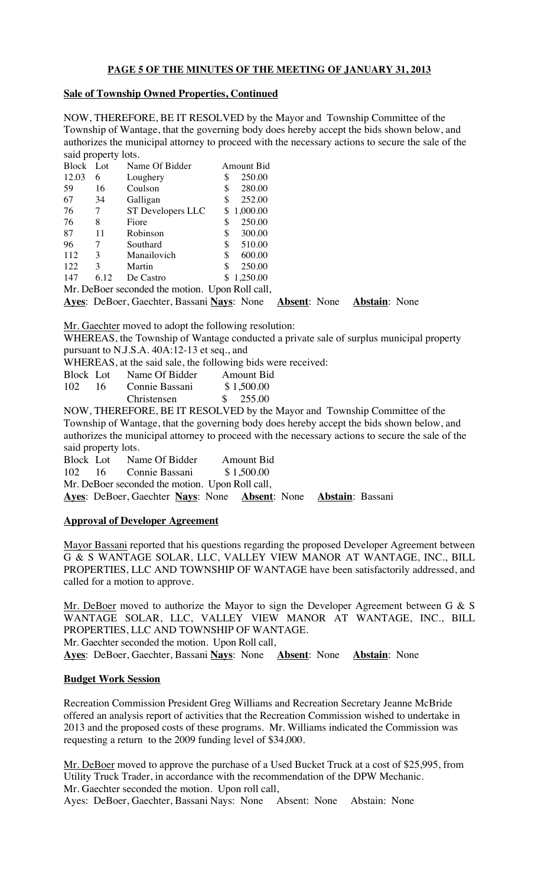**PAGE 5 OF THE MINUTES OF THE MEETING OF JANUARY 31, 2013**

**Sale of Township Owned Properties, Continued**

NOW, THEREFORE, BE IT RESOLVED by the Mayor and Township Committee of the Township of Wantage, that the governing body does hereby accept the bids shown below, and authorizes the municipal attorney to proceed with the necessary actions to secure the sale of the said property lots.

| Block | Lot | Name Of Bidder | Amount Bid |
|---|---|---|---|
| 12.03 | 6 | Loughery | $ 250.00 |
| 59 | 16 | Coulson | $ 280.00 |
| 67 | 34 | Galligan | $ 252.00 |
| 76 | 7 | ST Developers LLC | $ 1,000.00 |
| 76 | 8 | Fiore | $ 250.00 |
| 87 | 11 | Robinson | $ 300.00 |
| 96 | 7 | Southard | $ 510.00 |
| 112 | 3 | Manailovich | $ 600.00 |
| 122 | 3 | Martin | $ 250.00 |
| 147 | 6.12 | De Castro | $ 1,250.00 |

Mr. DeBoer seconded the motion. Upon Roll call,
**Ayes**: DeBoer, Gaechter, Bassani **Nays**: None **Absent**: None **Abstain**: None

Mr. Gaechter moved to adopt the following resolution:
WHEREAS, the Township of Wantage conducted a private sale of surplus municipal property pursuant to N.J.S.A. 40A:12-13 et seq., and
WHEREAS, at the said sale, the following bids were received:

| Block | Lot | Name Of Bidder | Amount Bid |
|---|---|---|---|
| 102 | 16 | Connie Bassani | $ 1,500.00 |
| | | Christensen | $ 255.00 |

NOW, THEREFORE, BE IT RESOLVED by the Mayor and Township Committee of the Township of Wantage, that the governing body does hereby accept the bids shown below, and authorizes the municipal attorney to proceed with the necessary actions to secure the sale of the said property lots.

| Block | Lot | Name Of Bidder | Amount Bid |
|---|---|---|---|
| 102 | 16 | Connie Bassani | $ 1,500.00 |

Mr. DeBoer seconded the motion. Upon Roll call,
**Ayes**: DeBoer, Gaechter **Nays**: None **Absent**: None **Abstain**: Bassani

**Approval of Developer Agreement**

Mayor Bassani reported that his questions regarding the proposed Developer Agreement between G & S WANTAGE SOLAR, LLC, VALLEY VIEW MANOR AT WANTAGE, INC., BILL PROPERTIES, LLC AND TOWNSHIP OF WANTAGE have been satisfactorily addressed, and called for a motion to approve.

Mr. DeBoer moved to authorize the Mayor to sign the Developer Agreement between G & S WANTAGE SOLAR, LLC, VALLEY VIEW MANOR AT WANTAGE, INC., BILL PROPERTIES, LLC AND TOWNSHIP OF WANTAGE.
Mr. Gaechter seconded the motion. Upon Roll call,
**Ayes**: DeBoer, Gaechter, Bassani **Nays**: None **Absent**: None **Abstain**: None

**Budget Work Session**

Recreation Commission President Greg Williams and Recreation Secretary Jeanne McBride offered an analysis report of activities that the Recreation Commission wished to undertake in 2013 and the proposed costs of these programs. Mr. Williams indicated the Commission was requesting a return to the 2009 funding level of $34,000.

Mr. DeBoer moved to approve the purchase of a Used Bucket Truck at a cost of $25,995, from Utility Truck Trader, in accordance with the recommendation of the DPW Mechanic.
Mr. Gaechter seconded the motion. Upon roll call,
Ayes: DeBoer, Gaechter, Bassani Nays: None Absent: None Abstain: None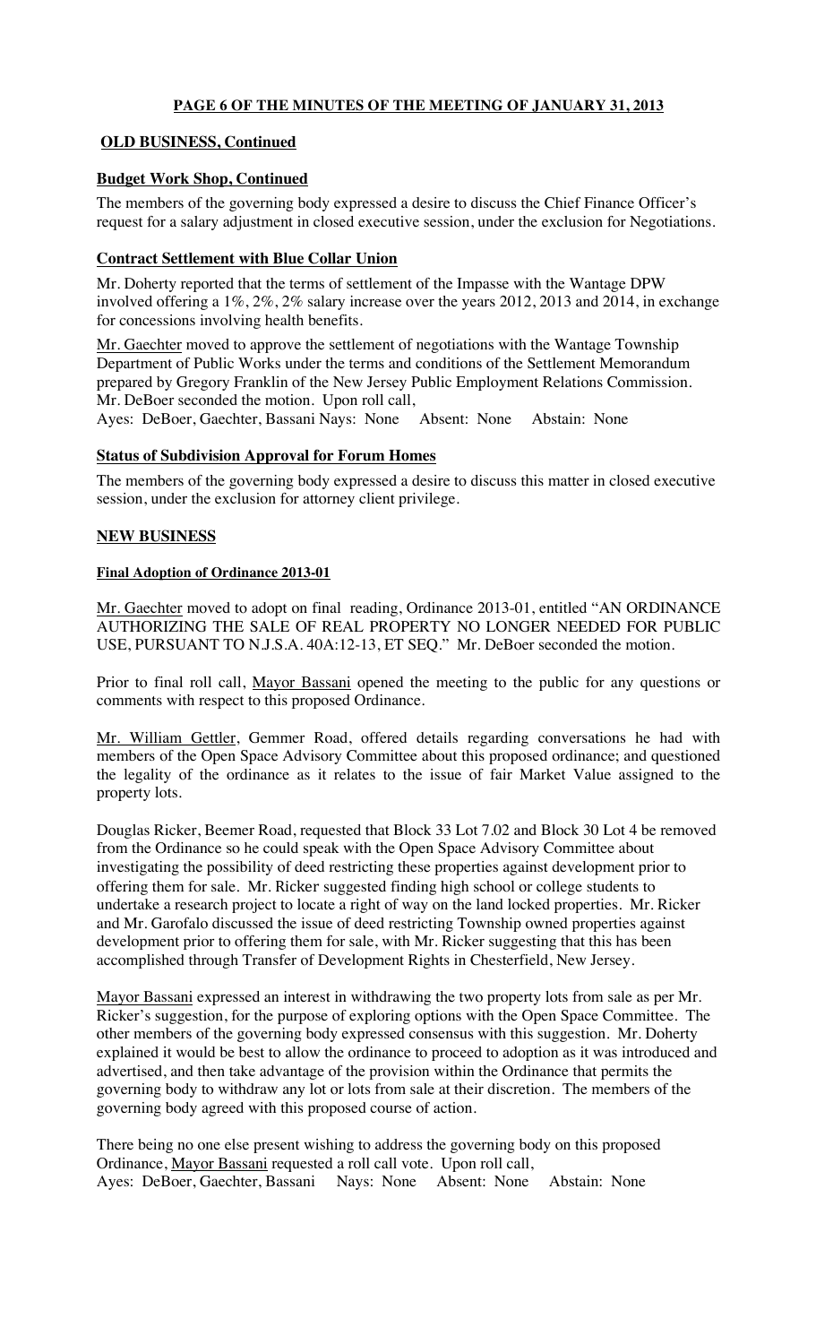**PAGE 6 OF THE MINUTES OF THE MEETING OF JANUARY 31, 2013**

## OLD BUSINESS, Continued

### Budget Work Shop, Continued

The members of the governing body expressed a desire to discuss the Chief Finance Officer's request for a salary adjustment in closed executive session, under the exclusion for Negotiations.

### Contract Settlement with Blue Collar Union

Mr. Doherty reported that the terms of settlement of the Impasse with the Wantage DPW involved offering a 1%, 2%, 2% salary increase over the years 2012, 2013 and 2014, in exchange for concessions involving health benefits.

Mr. Gaechter moved to approve the settlement of negotiations with the Wantage Township Department of Public Works under the terms and conditions of the Settlement Memorandum prepared by Gregory Franklin of the New Jersey Public Employment Relations Commission. Mr. DeBoer seconded the motion. Upon roll call,
Ayes: DeBoer, Gaechter, Bassani Nays: None Absent: None Abstain: None

### Status of Subdivision Approval for Forum Homes

The members of the governing body expressed a desire to discuss this matter in closed executive session, under the exclusion for attorney client privilege.

## NEW BUSINESS

### Final Adoption of Ordinance 2013-01

Mr. Gaechter moved to adopt on final reading, Ordinance 2013-01, entitled "AN ORDINANCE AUTHORIZING THE SALE OF REAL PROPERTY NO LONGER NEEDED FOR PUBLIC USE, PURSUANT TO N.J.S.A. 40A:12-13, ET SEQ." Mr. DeBoer seconded the motion.

Prior to final roll call, Mayor Bassani opened the meeting to the public for any questions or comments with respect to this proposed Ordinance.

Mr. William Gettler, Gemmer Road, offered details regarding conversations he had with members of the Open Space Advisory Committee about this proposed ordinance; and questioned the legality of the ordinance as it relates to the issue of fair Market Value assigned to the property lots.

Douglas Ricker, Beemer Road, requested that Block 33 Lot 7.02 and Block 30 Lot 4 be removed from the Ordinance so he could speak with the Open Space Advisory Committee about investigating the possibility of deed restricting these properties against development prior to offering them for sale. Mr. Ricker suggested finding high school or college students to undertake a research project to locate a right of way on the land locked properties. Mr. Ricker and Mr. Garofalo discussed the issue of deed restricting Township owned properties against development prior to offering them for sale, with Mr. Ricker suggesting that this has been accomplished through Transfer of Development Rights in Chesterfield, New Jersey.

Mayor Bassani expressed an interest in withdrawing the two property lots from sale as per Mr. Ricker's suggestion, for the purpose of exploring options with the Open Space Committee. The other members of the governing body expressed consensus with this suggestion. Mr. Doherty explained it would be best to allow the ordinance to proceed to adoption as it was introduced and advertised, and then take advantage of the provision within the Ordinance that permits the governing body to withdraw any lot or lots from sale at their discretion. The members of the governing body agreed with this proposed course of action.

There being no one else present wishing to address the governing body on this proposed Ordinance, Mayor Bassani requested a roll call vote. Upon roll call,
Ayes: DeBoer, Gaechter, Bassani Nays: None Absent: None Abstain: None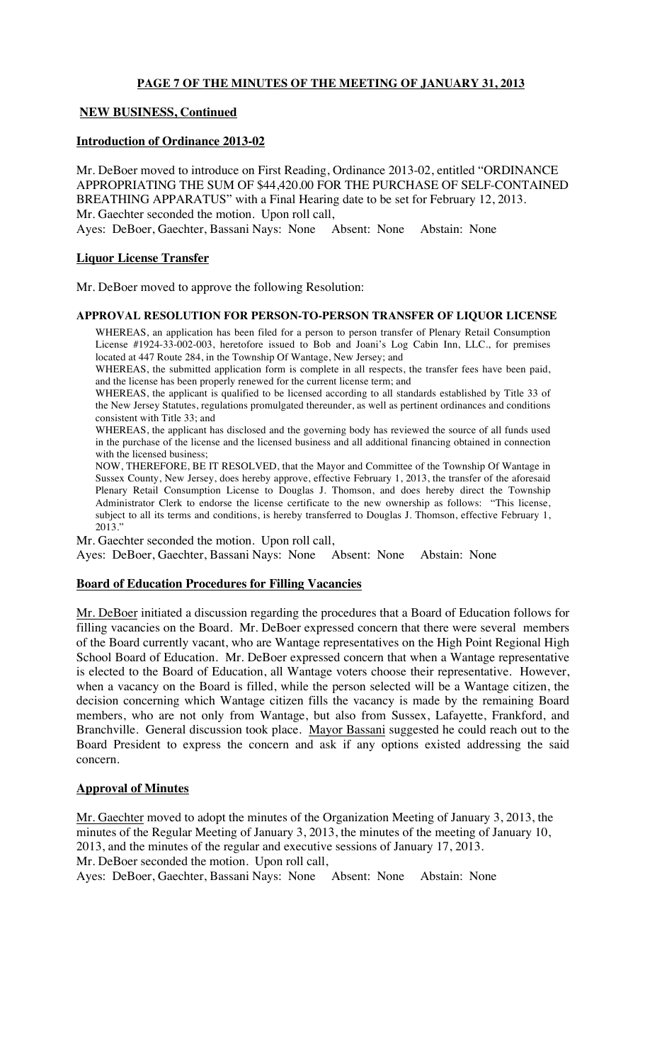**PAGE 7 OF THE MINUTES OF THE MEETING OF JANUARY 31, 2013**

**NEW BUSINESS, Continued**

**Introduction of Ordinance 2013-02**

Mr. DeBoer moved to introduce on First Reading, Ordinance 2013-02, entitled "ORDINANCE APPROPRIATING THE SUM OF $44,420.00 FOR THE PURCHASE OF SELF-CONTAINED BREATHING APPARATUS" with a Final Hearing date to be set for February 12, 2013.
Mr. Gaechter seconded the motion. Upon roll call,
Ayes: DeBoer, Gaechter, Bassani Nays: None Absent: None Abstain: None

**Liquor License Transfer**

Mr. DeBoer moved to approve the following Resolution:

**APPROVAL RESOLUTION FOR PERSON-TO-PERSON TRANSFER OF LIQUOR LICENSE**

WHEREAS, an application has been filed for a person to person transfer of Plenary Retail Consumption License #1924-33-002-003, heretofore issued to Bob and Joani's Log Cabin Inn, LLC., for premises located at 447 Route 284, in the Township Of Wantage, New Jersey; and

WHEREAS, the submitted application form is complete in all respects, the transfer fees have been paid, and the license has been properly renewed for the current license term; and

WHEREAS, the applicant is qualified to be licensed according to all standards established by Title 33 of the New Jersey Statutes, regulations promulgated thereunder, as well as pertinent ordinances and conditions consistent with Title 33; and

WHEREAS, the applicant has disclosed and the governing body has reviewed the source of all funds used in the purchase of the license and the licensed business and all additional financing obtained in connection with the licensed business;

NOW, THEREFORE, BE IT RESOLVED, that the Mayor and Committee of the Township Of Wantage in Sussex County, New Jersey, does hereby approve, effective February 1, 2013, the transfer of the aforesaid Plenary Retail Consumption License to Douglas J. Thomson, and does hereby direct the Township Administrator Clerk to endorse the license certificate to the new ownership as follows: "This license, subject to all its terms and conditions, is hereby transferred to Douglas J. Thomson, effective February 1, 2013."

Mr. Gaechter seconded the motion. Upon roll call,
Ayes: DeBoer, Gaechter, Bassani Nays: None Absent: None Abstain: None

**Board of Education Procedures for Filling Vacancies**

Mr. DeBoer initiated a discussion regarding the procedures that a Board of Education follows for filling vacancies on the Board. Mr. DeBoer expressed concern that there were several members of the Board currently vacant, who are Wantage representatives on the High Point Regional High School Board of Education. Mr. DeBoer expressed concern that when a Wantage representative is elected to the Board of Education, all Wantage voters choose their representative. However, when a vacancy on the Board is filled, while the person selected will be a Wantage citizen, the decision concerning which Wantage citizen fills the vacancy is made by the remaining Board members, who are not only from Wantage, but also from Sussex, Lafayette, Frankford, and Branchville. General discussion took place. Mayor Bassani suggested he could reach out to the Board President to express the concern and ask if any options existed addressing the said concern.

**Approval of Minutes**

Mr. Gaechter moved to adopt the minutes of the Organization Meeting of January 3, 2013, the minutes of the Regular Meeting of January 3, 2013, the minutes of the meeting of January 10, 2013, and the minutes of the regular and executive sessions of January 17, 2013.
Mr. DeBoer seconded the motion. Upon roll call,
Ayes: DeBoer, Gaechter, Bassani Nays: None Absent: None Abstain: None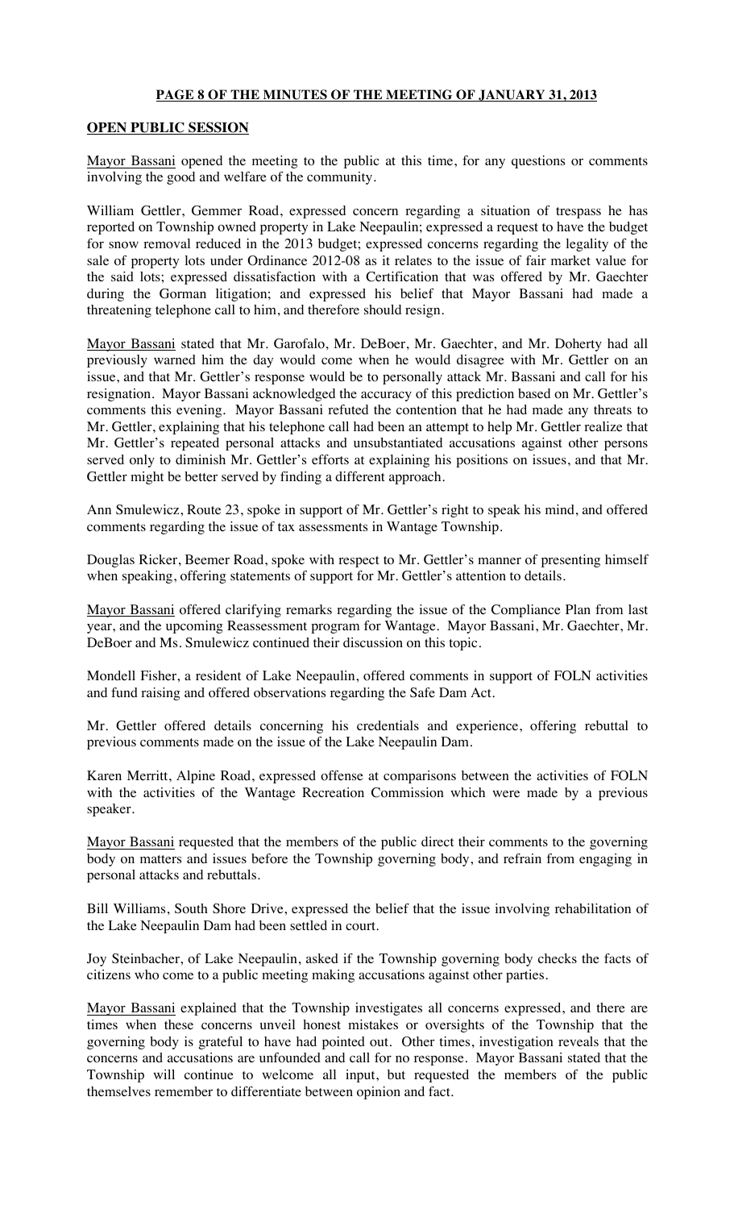**PAGE 8 OF THE MINUTES OF THE MEETING OF JANUARY 31, 2013**

**OPEN PUBLIC SESSION**

Mayor Bassani opened the meeting to the public at this time, for any questions or comments involving the good and welfare of the community.

William Gettler, Gemmer Road, expressed concern regarding a situation of trespass he has reported on Township owned property in Lake Neepaulin; expressed a request to have the budget for snow removal reduced in the 2013 budget; expressed concerns regarding the legality of the sale of property lots under Ordinance 2012-08 as it relates to the issue of fair market value for the said lots; expressed dissatisfaction with a Certification that was offered by Mr. Gaechter during the Gorman litigation; and expressed his belief that Mayor Bassani had made a threatening telephone call to him, and therefore should resign.

Mayor Bassani stated that Mr. Garofalo, Mr. DeBoer, Mr. Gaechter, and Mr. Doherty had all previously warned him the day would come when he would disagree with Mr. Gettler on an issue, and that Mr. Gettler's response would be to personally attack Mr. Bassani and call for his resignation. Mayor Bassani acknowledged the accuracy of this prediction based on Mr. Gettler's comments this evening. Mayor Bassani refuted the contention that he had made any threats to Mr. Gettler, explaining that his telephone call had been an attempt to help Mr. Gettler realize that Mr. Gettler's repeated personal attacks and unsubstantiated accusations against other persons served only to diminish Mr. Gettler's efforts at explaining his positions on issues, and that Mr. Gettler might be better served by finding a different approach.

Ann Smulewicz, Route 23, spoke in support of Mr. Gettler's right to speak his mind, and offered comments regarding the issue of tax assessments in Wantage Township.

Douglas Ricker, Beemer Road, spoke with respect to Mr. Gettler's manner of presenting himself when speaking, offering statements of support for Mr. Gettler's attention to details.

Mayor Bassani offered clarifying remarks regarding the issue of the Compliance Plan from last year, and the upcoming Reassessment program for Wantage. Mayor Bassani, Mr. Gaechter, Mr. DeBoer and Ms. Smulewicz continued their discussion on this topic.

Mondell Fisher, a resident of Lake Neepaulin, offered comments in support of FOLN activities and fund raising and offered observations regarding the Safe Dam Act.

Mr. Gettler offered details concerning his credentials and experience, offering rebuttal to previous comments made on the issue of the Lake Neepaulin Dam.

Karen Merritt, Alpine Road, expressed offense at comparisons between the activities of FOLN with the activities of the Wantage Recreation Commission which were made by a previous speaker.

Mayor Bassani requested that the members of the public direct their comments to the governing body on matters and issues before the Township governing body, and refrain from engaging in personal attacks and rebuttals.

Bill Williams, South Shore Drive, expressed the belief that the issue involving rehabilitation of the Lake Neepaulin Dam had been settled in court.

Joy Steinbacher, of Lake Neepaulin, asked if the Township governing body checks the facts of citizens who come to a public meeting making accusations against other parties.

Mayor Bassani explained that the Township investigates all concerns expressed, and there are times when these concerns unveil honest mistakes or oversights of the Township that the governing body is grateful to have had pointed out. Other times, investigation reveals that the concerns and accusations are unfounded and call for no response. Mayor Bassani stated that the Township will continue to welcome all input, but requested the members of the public themselves remember to differentiate between opinion and fact.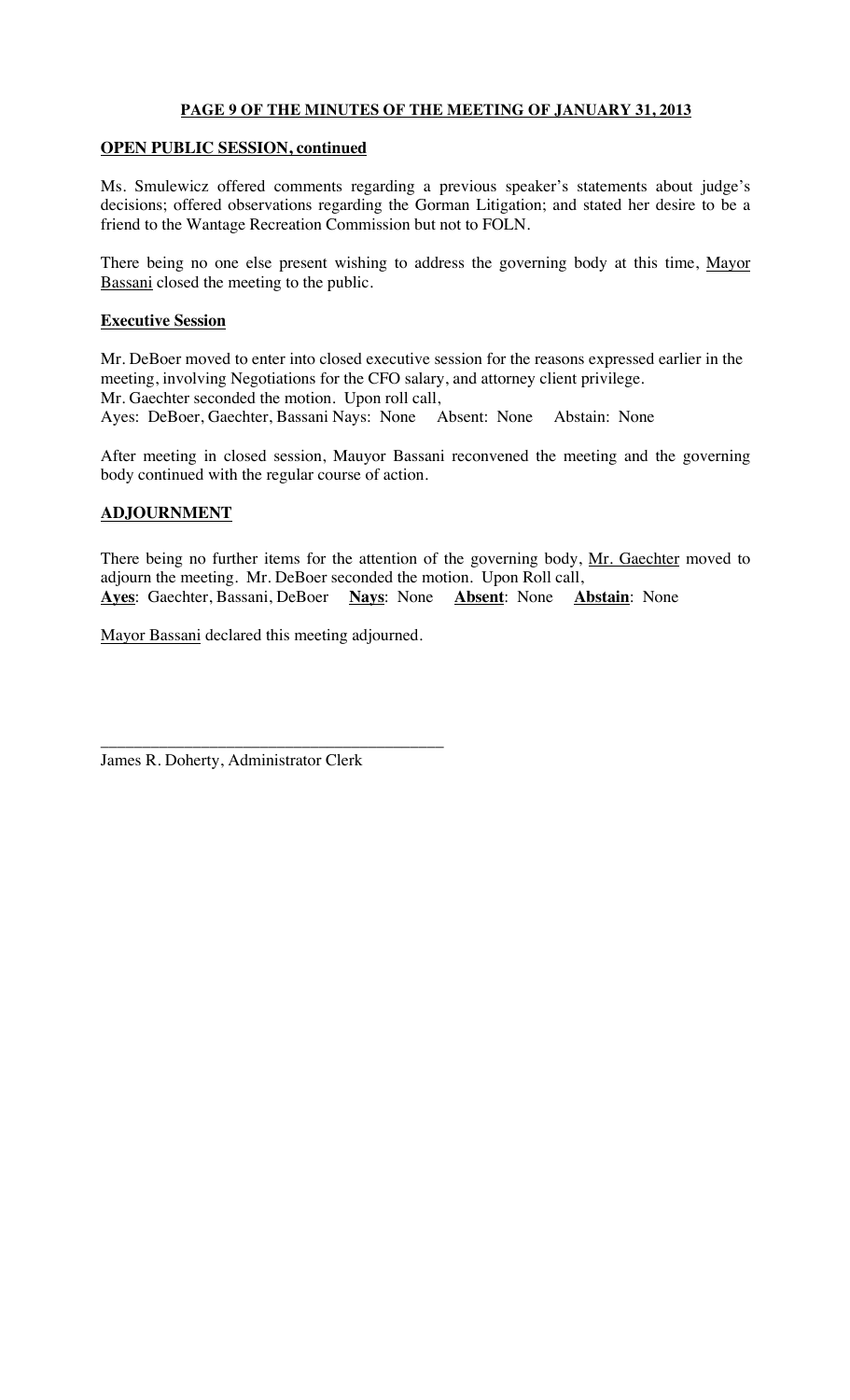**PAGE 9 OF THE MINUTES OF THE MEETING OF JANUARY 31, 2013**

**OPEN PUBLIC SESSION, continued**

Ms. Smulewicz offered comments regarding a previous speaker's statements about judge's decisions; offered observations regarding the Gorman Litigation; and stated her desire to be a friend to the Wantage Recreation Commission but not to FOLN.

There being no one else present wishing to address the governing body at this time, Mayor Bassani closed the meeting to the public.

**Executive Session**

Mr. DeBoer moved to enter into closed executive session for the reasons expressed earlier in the meeting, involving Negotiations for the CFO salary, and attorney client privilege.
Mr. Gaechter seconded the motion. Upon roll call,
Ayes: DeBoer, Gaechter, Bassani Nays: None Absent: None Abstain: None

After meeting in closed session, Mauyor Bassani reconvened the meeting and the governing body continued with the regular course of action.

**ADJOURNMENT**

There being no further items for the attention of the governing body, Mr. Gaechter moved to adjourn the meeting. Mr. DeBoer seconded the motion. Upon Roll call,
**Ayes**: Gaechter, Bassani, DeBoer **Nays**: None **Absent**: None **Abstain**: None

Mayor Bassani declared this meeting adjourned.

\_\_\_\_\_\_\_\_\_\_\_\_\_\_\_\_\_\_\_\_\_\_\_\_\_\_\_\_\_\_\_\_\_\_\_\_\_\_\_\_
James R. Doherty, Administrator Clerk